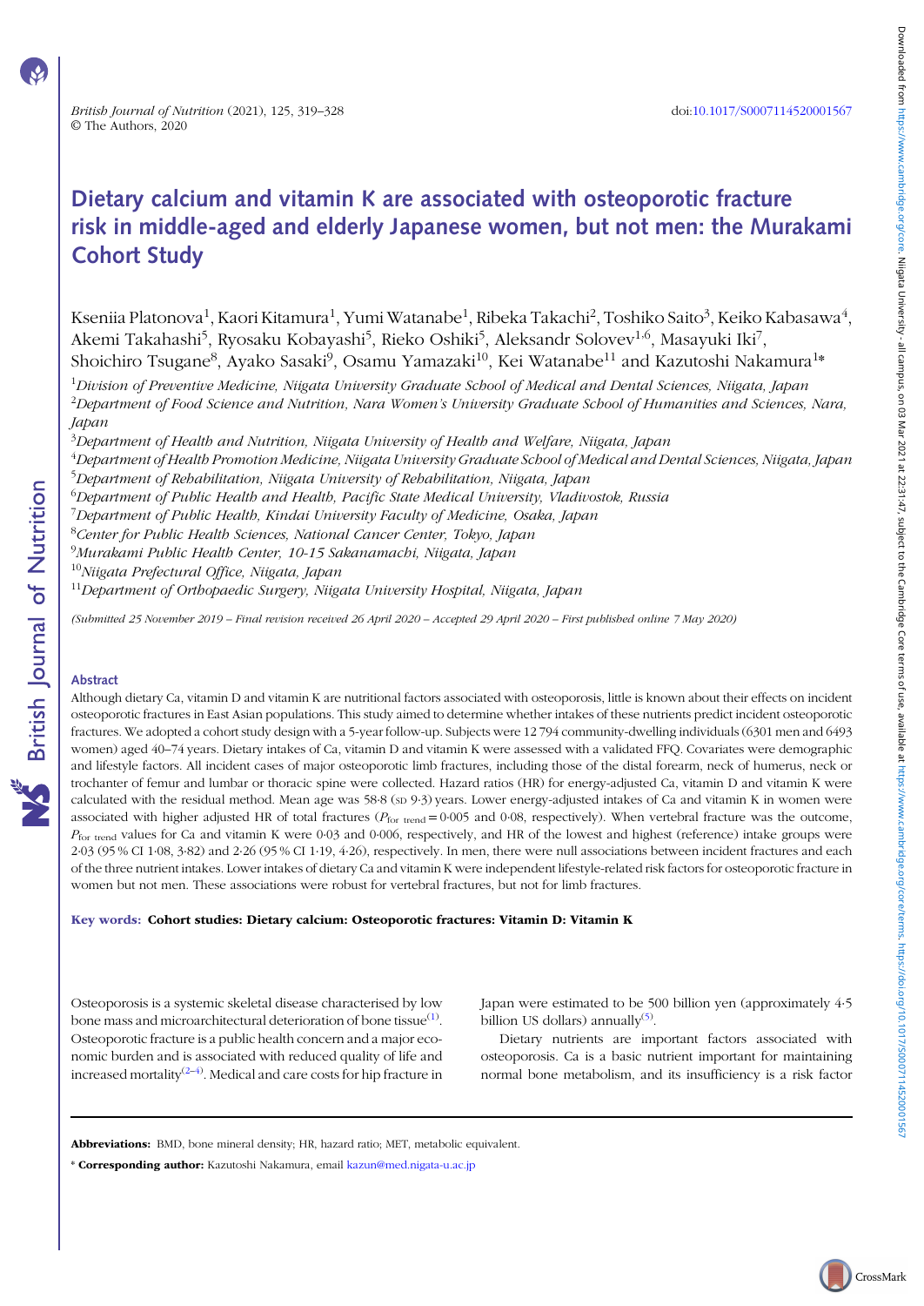# Dietary calcium and vitamin K are associated with osteoporotic fracture risk in middle-aged and elderly Japanese women, but not men: the Murakami Cohort Study

Kseniia Platonova[1], Kaori Kitamura[1], Yumi Watanabe[1], Ribeka Takachi[2], Toshiko Saito[3], Keiko Kabasawa[4], Akemi Takahashi[5], Ryosaku Kobayashi[5], Rieko Oshiki[5], Aleksandr Solovev[1,6], Masayuki Iki[7], Shoichiro Tsugane[8], Ayako Sasaki[9], Osamu Yamazaki[10], Kei Watanabe[11] and Kazutoshi Nakamura[1]*

[1]*Division of Preventive Medicine, Niigata University Graduate School of Medical and Dental Sciences, Niigata, Japan*
[2]*Department of Food Science and Nutrition, Nara Women's University Graduate School of Humanities and Sciences, Nara, Japan*
[3]*Department of Health and Nutrition, Niigata University of Health and Welfare, Niigata, Japan*
[4]*Department of Health Promotion Medicine, Niigata University Graduate School of Medical and Dental Sciences, Niigata, Japan*
[5]*Department of Rehabilitation, Niigata University of Rehabilitation, Niigata, Japan*
[6]*Department of Public Health and Health, Pacific State Medical University, Vladivostok, Russia*
[7]*Department of Public Health, Kindai University Faculty of Medicine, Osaka, Japan*
[8]*Center for Public Health Sciences, National Cancer Center, Tokyo, Japan*
[9]*Murakami Public Health Center, 10-15 Sakanamachi, Niigata, Japan*
[10]*Niigata Prefectural Office, Niigata, Japan*
[11]*Department of Orthopaedic Surgery, Niigata University Hospital, Niigata, Japan*

*(Submitted 25 November 2019 – Final revision received 26 April 2020 – Accepted 29 April 2020 – First published online 7 May 2020)*

## Abstract

Although dietary Ca, vitamin D and vitamin K are nutritional factors associated with osteoporosis, little is known about their effects on incident osteoporotic fractures in East Asian populations. This study aimed to determine whether intakes of these nutrients predict incident osteoporotic fractures. We adopted a cohort study design with a 5-year follow-up. Subjects were 12 794 community-dwelling individuals (6301 men and 6493 women) aged 40–74 years. Dietary intakes of Ca, vitamin D and vitamin K were assessed with a validated FFQ. Covariates were demographic and lifestyle factors. All incident cases of major osteoporotic limb fractures, including those of the distal forearm, neck of humerus, neck or trochanter of femur and lumbar or thoracic spine were collected. Hazard ratios (HR) for energy-adjusted Ca, vitamin D and vitamin K were calculated with the residual method. Mean age was 58·8 (SD 9·3) years. Lower energy-adjusted intakes of Ca and vitamin K in women were associated with higher adjusted HR of total fractures ($P_{\text{for trend}} = 0·005$ and 0·08, respectively). When vertebral fracture was the outcome, $P_{\text{for trend}}$ values for Ca and vitamin K were 0·03 and 0·006, respectively, and HR of the lowest and highest (reference) intake groups were 2·03 (95 % CI 1·08, 3·82) and 2·26 (95 % CI 1·19, 4·26), respectively. In men, there were null associations between incident fractures and each of the three nutrient intakes. Lower intakes of dietary Ca and vitamin K were independent lifestyle-related risk factors for osteoporotic fracture in women but not men. These associations were robust for vertebral fractures, but not for limb fractures.

**Key words: Cohort studies: Dietary calcium: Osteoporotic fractures: Vitamin D: Vitamin K**

Osteoporosis is a systemic skeletal disease characterised by low bone mass and microarchitectural deterioration of bone tissue[1]. Osteoporotic fracture is a public health concern and a major economic burden and is associated with reduced quality of life and increased mortality[2–4]. Medical and care costs for hip fracture in Japan were estimated to be 500 billion yen (approximately 4·5 billion US dollars) annually[5].

Dietary nutrients are important factors associated with osteoporosis. Ca is a basic nutrient important for maintaining normal bone metabolism, and its insufficiency is a risk factor

**Abbreviations:** BMD, bone mineral density; HR, hazard ratio; MET, metabolic equivalent.

\* **Corresponding author:** Kazutoshi Nakamura, email kazun@med.nigata-u.ac.jp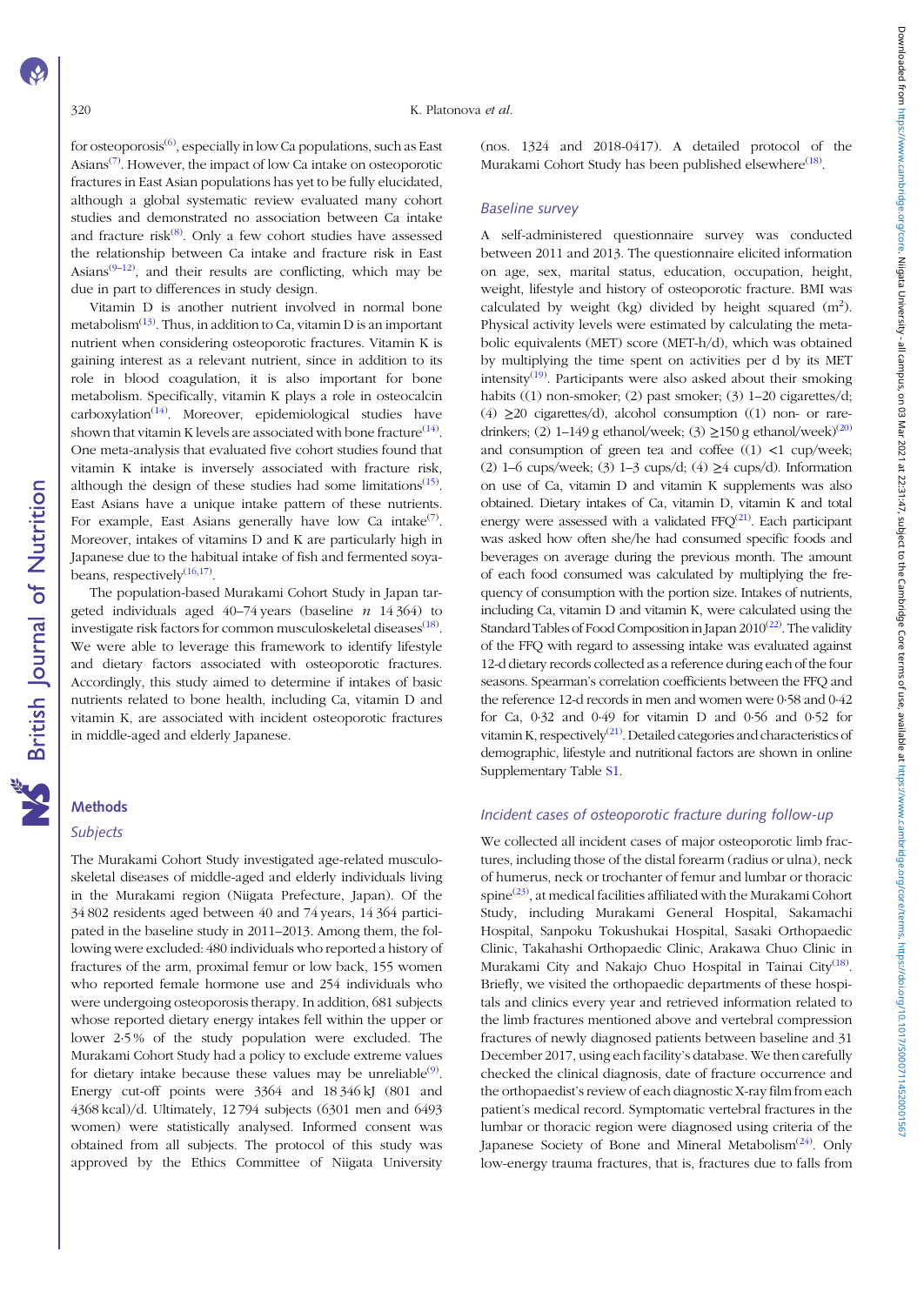for osteoporosis[6], especially in low Ca populations, such as East Asians[7]. However, the impact of low Ca intake on osteoporotic fractures in East Asian populations has yet to be fully elucidated, although a global systematic review evaluated many cohort studies and demonstrated no association between Ca intake and fracture risk[8]. Only a few cohort studies have assessed the relationship between Ca intake and fracture risk in East Asians[9–12], and their results are conflicting, which may be due in part to differences in study design.

Vitamin D is another nutrient involved in normal bone metabolism[13]. Thus, in addition to Ca, vitamin D is an important nutrient when considering osteoporotic fractures. Vitamin K is gaining interest as a relevant nutrient, since in addition to its role in blood coagulation, it is also important for bone metabolism. Specifically, vitamin K plays a role in osteocalcin carboxylation[14]. Moreover, epidemiological studies have shown that vitamin K levels are associated with bone fracture[14]. One meta-analysis that evaluated five cohort studies found that vitamin K intake is inversely associated with fracture risk, although the design of these studies had some limitations[15]. East Asians have a unique intake pattern of these nutrients. For example, East Asians generally have low Ca intake[7]. Moreover, intakes of vitamins D and K are particularly high in Japanese due to the habitual intake of fish and fermented soyabeans, respectively[16,17].

The population-based Murakami Cohort Study in Japan targeted individuals aged 40–74 years (baseline *n* 14 364) to investigate risk factors for common musculoskeletal diseases[18]. We were able to leverage this framework to identify lifestyle and dietary factors associated with osteoporotic fractures. Accordingly, this study aimed to determine if intakes of basic nutrients related to bone health, including Ca, vitamin D and vitamin K, are associated with incident osteoporotic fractures in middle-aged and elderly Japanese.

## Methods

### Subjects

The Murakami Cohort Study investigated age-related musculoskeletal diseases of middle-aged and elderly individuals living in the Murakami region (Niigata Prefecture, Japan). Of the 34 802 residents aged between 40 and 74 years, 14 364 participated in the baseline study in 2011–2013. Among them, the following were excluded: 480 individuals who reported a history of fractures of the arm, proximal femur or low back, 155 women who reported female hormone use and 254 individuals who were undergoing osteoporosis therapy. In addition, 681 subjects whose reported dietary energy intakes fell within the upper or lower 2·5 % of the study population were excluded. The Murakami Cohort Study had a policy to exclude extreme values for dietary intake because these values may be unreliable[9]. Energy cut-off points were 3364 and 18 346 kJ (801 and 4368 kcal)/d. Ultimately, 12 794 subjects (6301 men and 6493 women) were statistically analysed. Informed consent was obtained from all subjects. The protocol of this study was approved by the Ethics Committee of Niigata University (nos. 1324 and 2018-0417). A detailed protocol of the Murakami Cohort Study has been published elsewhere[18].

### Baseline survey

A self-administered questionnaire survey was conducted between 2011 and 2013. The questionnaire elicited information on age, sex, marital status, education, occupation, height, weight, lifestyle and history of osteoporotic fracture. BMI was calculated by weight (kg) divided by height squared ($m^2$). Physical activity levels were estimated by calculating the metabolic equivalents (MET) score (MET-h/d), which was obtained by multiplying the time spent on activities per d by its MET intensity[19]. Participants were also asked about their smoking habits ((1) non-smoker; (2) past smoker; (3) 1–20 cigarettes/d; (4) ≥20 cigarettes/d), alcohol consumption ((1) non- or rare-drinkers; (2) 1–149 g ethanol/week; (3) ≥150 g ethanol/week)[20] and consumption of green tea and coffee ((1) <1 cup/week; (2) 1–6 cups/week; (3) 1–3 cups/d; (4) ≥4 cups/d). Information on use of Ca, vitamin D and vitamin K supplements was also obtained. Dietary intakes of Ca, vitamin D, vitamin K and total energy were assessed with a validated FFQ[21]. Each participant was asked how often she/he had consumed specific foods and beverages on average during the previous month. The amount of each food consumed was calculated by multiplying the frequency of consumption with the portion size. Intakes of nutrients, including Ca, vitamin D and vitamin K, were calculated using the Standard Tables of Food Composition in Japan 2010[22]. The validity of the FFQ with regard to assessing intake was evaluated against 12-d dietary records collected as a reference during each of the four seasons. Spearman's correlation coefficients between the FFQ and the reference 12-d records in men and women were 0·58 and 0·42 for Ca, 0·32 and 0·49 for vitamin D and 0·56 and 0·52 for vitamin K, respectively[21]. Detailed categories and characteristics of demographic, lifestyle and nutritional factors are shown in online Supplementary Table S1.

### Incident cases of osteoporotic fracture during follow-up

We collected all incident cases of major osteoporotic limb fractures, including those of the distal forearm (radius or ulna), neck of humerus, neck or trochanter of femur and lumbar or thoracic spine[23], at medical facilities affiliated with the Murakami Cohort Study, including Murakami General Hospital, Sakamachi Hospital, Sanpoku Tokushukai Hospital, Sasaki Orthopaedic Clinic, Takahashi Orthopaedic Clinic, Arakawa Chuo Clinic in Murakami City and Nakajo Chuo Hospital in Tainai City[18]. Briefly, we visited the orthopaedic departments of these hospitals and clinics every year and retrieved information related to the limb fractures mentioned above and vertebral compression fractures of newly diagnosed patients between baseline and 31 December 2017, using each facility's database. We then carefully checked the clinical diagnosis, date of fracture occurrence and the orthopaedist's review of each diagnostic X-ray film from each patient's medical record. Symptomatic vertebral fractures in the lumbar or thoracic region were diagnosed using criteria of the Japanese Society of Bone and Mineral Metabolism[24]. Only low-energy trauma fractures, that is, fractures due to falls from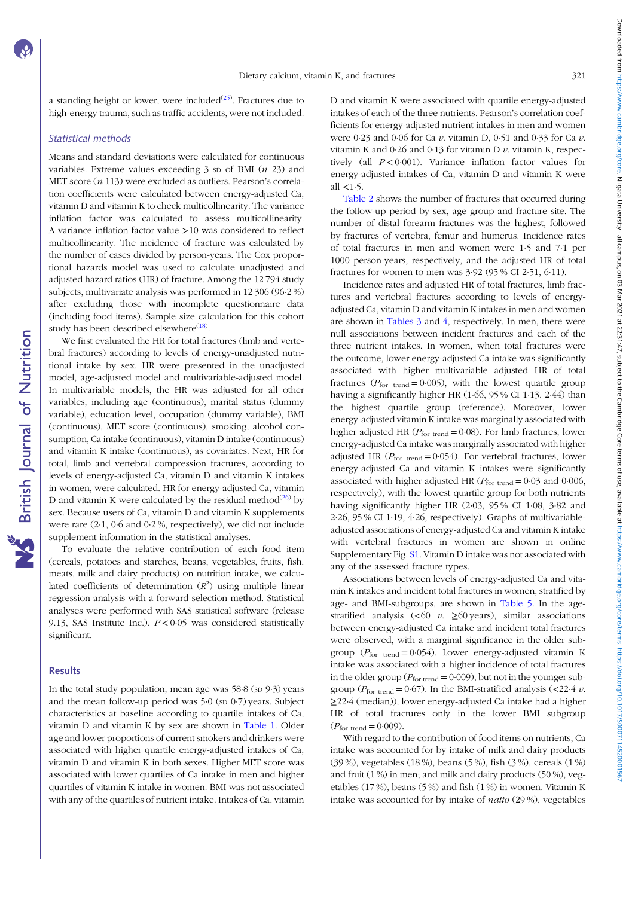a standing height or lower, were included[25]. Fractures due to high-energy trauma, such as traffic accidents, were not included.

### Statistical methods

Means and standard deviations were calculated for continuous variables. Extreme values exceeding 3 SD of BMI ($n$ 23) and MET score ($n$ 113) were excluded as outliers. Pearson's correlation coefficients were calculated between energy-adjusted Ca, vitamin D and vitamin K to check multicollinearity. The variance inflation factor was calculated to assess multicollinearity. A variance inflation factor value >10 was considered to reflect multicollinearity. The incidence of fracture was calculated by the number of cases divided by person-years. The Cox proportional hazards model was used to calculate unadjusted and adjusted hazard ratios (HR) of fracture. Among the 12 794 study subjects, multivariate analysis was performed in 12 306 (96·2 %) after excluding those with incomplete questionnaire data (including food items). Sample size calculation for this cohort study has been described elsewhere[18].

We first evaluated the HR for total fractures (limb and vertebral fractures) according to levels of energy-unadjusted nutritional intake by sex. HR were presented in the unadjusted model, age-adjusted model and multivariable-adjusted model. In multivariable models, the HR was adjusted for all other variables, including age (continuous), marital status (dummy variable), education level, occupation (dummy variable), BMI (continuous), MET score (continuous), smoking, alcohol consumption, Ca intake (continuous), vitamin D intake (continuous) and vitamin K intake (continuous), as covariates. Next, HR for total, limb and vertebral compression fractures, according to levels of energy-adjusted Ca, vitamin D and vitamin K intakes in women, were calculated. HR for energy-adjusted Ca, vitamin D and vitamin K were calculated by the residual method[26] by sex. Because users of Ca, vitamin D and vitamin K supplements were rare (2·1, 0·6 and 0·2 %, respectively), we did not include supplement information in the statistical analyses.

To evaluate the relative contribution of each food item (cereals, potatoes and starches, beans, vegetables, fruits, fish, meats, milk and dairy products) on nutrition intake, we calculated coefficients of determination ($R^2$) using multiple linear regression analysis with a forward selection method. Statistical analyses were performed with SAS statistical software (release 9.13, SAS Institute Inc.). $P < 0·05$ was considered statistically significant.

## Results

In the total study population, mean age was 58·8 (SD 9·3) years and the mean follow-up period was 5·0 (SD 0·7) years. Subject characteristics at baseline according to quartile intakes of Ca, vitamin D and vitamin K by sex are shown in Table 1. Older age and lower proportions of current smokers and drinkers were associated with higher quartile energy-adjusted intakes of Ca, vitamin D and vitamin K in both sexes. Higher MET score was associated with lower quartiles of Ca intake in men and higher quartiles of vitamin K intake in women. BMI was not associated with any of the quartiles of nutrient intake. Intakes of Ca, vitamin D and vitamin K were associated with quartile energy-adjusted intakes of each of the three nutrients. Pearson's correlation coefficients for energy-adjusted nutrient intakes in men and women were 0·23 and 0·06 for Ca *v.* vitamin D, 0·51 and 0·33 for Ca *v.* vitamin K and 0·26 and 0·13 for vitamin D *v.* vitamin K, respectively (all $P < 0·001$). Variance inflation factor values for energy-adjusted intakes of Ca, vitamin D and vitamin K were all <1·5.

Table 2 shows the number of fractures that occurred during the follow-up period by sex, age group and fracture site. The number of distal forearm fractures was the highest, followed by fractures of vertebra, femur and humerus. Incidence rates of total fractures in men and women were 1·5 and 7·1 per 1000 person-years, respectively, and the adjusted HR of total fractures for women to men was 3·92 (95 % CI 2·51, 6·11).

Incidence rates and adjusted HR of total fractures, limb fractures and vertebral fractures according to levels of energy-adjusted Ca, vitamin D and vitamin K intakes in men and women are shown in Tables 3 and 4, respectively. In men, there were null associations between incident fractures and each of the three nutrient intakes. In women, when total fractures were the outcome, lower energy-adjusted Ca intake was significantly associated with higher multivariable adjusted HR of total fractures ($P_{\text{for trend}} = 0·005$), with the lowest quartile group having a significantly higher HR (1·66, 95 % CI 1·13, 2·44) than the highest quartile group (reference). Moreover, lower energy-adjusted vitamin K intake was marginally associated with higher adjusted HR ($P_{\text{for trend}} = 0·08$). For limb fractures, lower energy-adjusted Ca intake was marginally associated with higher adjusted HR ($P_{\text{for trend}} = 0·054$). For vertebral fractures, lower energy-adjusted Ca and vitamin K intakes were significantly associated with higher adjusted HR ($P_{\text{for trend}} = 0·03$ and 0·006, respectively), with the lowest quartile group for both nutrients having significantly higher HR (2·03, 95 % CI 1·08, 3·82 and 2·26, 95 % CI 1·19, 4·26, respectively). Graphs of multivariable-adjusted associations of energy-adjusted Ca and vitamin K intake with vertebral fractures in women are shown in online Supplementary Fig. S1. Vitamin D intake was not associated with any of the assessed fracture types.

Associations between levels of energy-adjusted Ca and vitamin K intakes and incident total fractures in women, stratified by age- and BMI-subgroups, are shown in Table 5. In the age-stratified analysis (<60 *v.* ≥60 years), similar associations between energy-adjusted Ca intake and incident total fractures were observed, with a marginal significance in the older subgroup ($P_{\text{for trend}} = 0·054$). Lower energy-adjusted vitamin K intake was associated with a higher incidence of total fractures in the older group ($P_{\text{for trend}} = 0·009$), but not in the younger subgroup ($P_{\text{for trend}} = 0·67$). In the BMI-stratified analysis (<22·4 *v.* ≥22·4 (median)), lower energy-adjusted Ca intake had a higher HR of total fractures only in the lower BMI subgroup ($P_{\text{for trend}} = 0·009$).

With regard to the contribution of food items on nutrients, Ca intake was accounted for by intake of milk and dairy products (39 %), vegetables (18 %), beans (5 %), fish (3 %), cereals (1 %) and fruit (1 %) in men; and milk and dairy products (50 %), vegetables (17 %), beans (5 %) and fish (1 %) in women. Vitamin K intake was accounted for by intake of *natto* (29 %), vegetables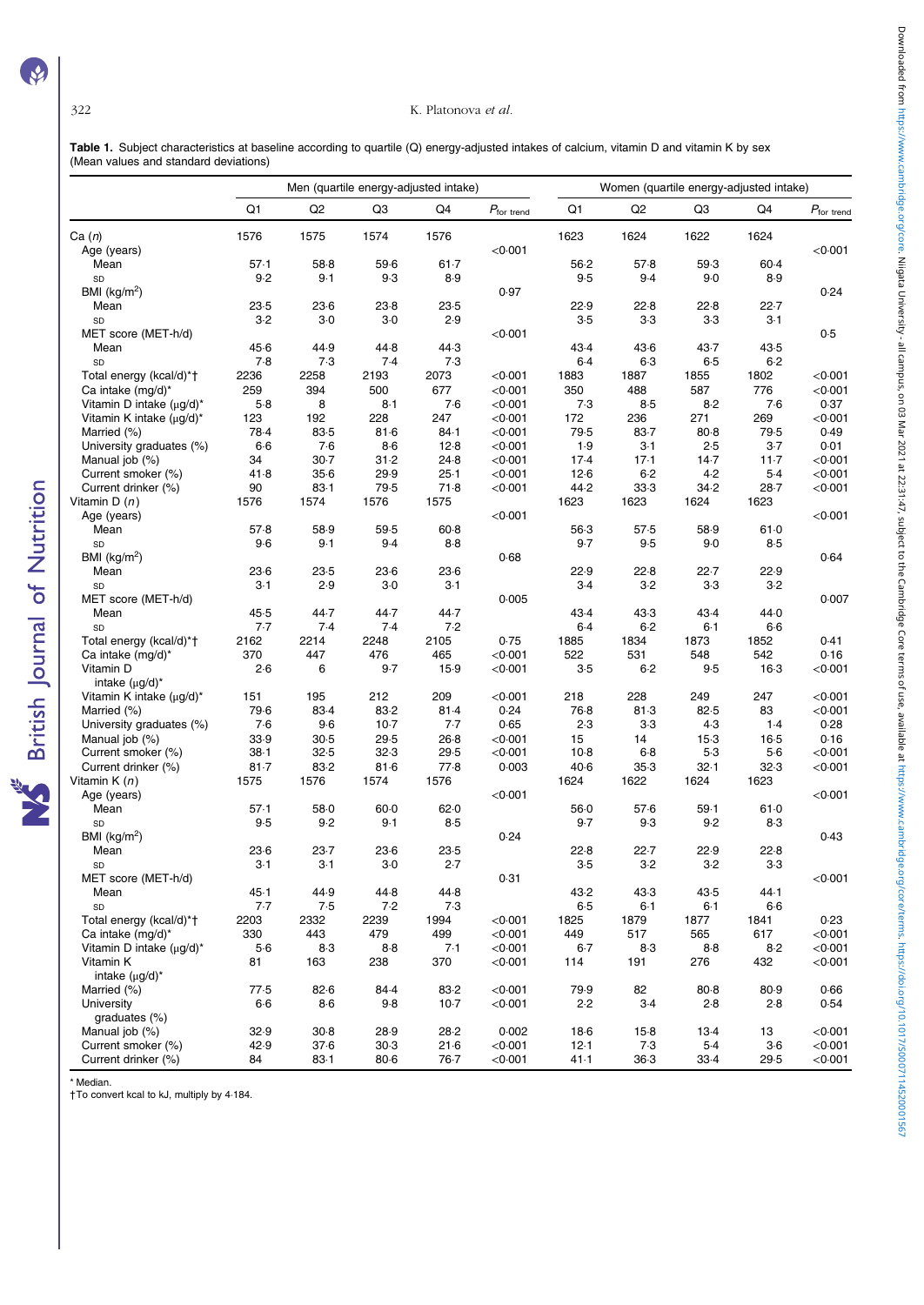**Table 1.** Subject characteristics at baseline according to quartile (Q) energy-adjusted intakes of calcium, vitamin D and vitamin K by sex (Mean values and standard deviations)

| | Men (quartile energy-adjusted intake) | | | | | Women (quartile energy-adjusted intake) | | | | |
|---|---|---|---|---|---|---|---|---|---|---|
| | Q1 | Q2 | Q3 | Q4 | $P_{\text{for trend}}$ | Q1 | Q2 | Q3 | Q4 | $P_{\text{for trend}}$ |
| Ca (*n*) | 1576 | 1575 | 1574 | 1576 | | 1623 | 1624 | 1622 | 1624 | |
| Age (years) | | | | | <0·001 | | | | | <0·001 |
| Mean | 57·1 | 58·8 | 59·6 | 61·7 | | 56·2 | 57·8 | 59·3 | 60·4 | |
| SD | 9·2 | 9·1 | 9·3 | 8·9 | | 9·5 | 9·4 | 9·0 | 8·9 | |
| BMI (kg/m²) | | | | | 0·97 | | | | | 0·24 |
| Mean | 23·5 | 23·6 | 23·8 | 23·5 | | 22·9 | 22·8 | 22·8 | 22·7 | |
| SD | 3·2 | 3·0 | 3·0 | 2·9 | | 3·5 | 3·3 | 3·3 | 3·1 | |
| MET score (MET-h/d) | | | | | <0·001 | | | | | 0·5 |
| Mean | 45·6 | 44·9 | 44·8 | 44·3 | | 43·4 | 43·6 | 43·7 | 43·5 | |
| SD | 7·8 | 7·3 | 7·4 | 7·3 | | 6·4 | 6·3 | 6·5 | 6·2 | |
| Total energy (kcal/d)*† | 2236 | 2258 | 2193 | 2073 | <0·001 | 1883 | 1887 | 1855 | 1802 | <0·001 |
| Ca intake (mg/d)* | 259 | 394 | 500 | 677 | <0·001 | 350 | 488 | 587 | 776 | <0·001 |
| Vitamin D intake (μg/d)* | 5·8 | 8 | 8·1 | 7·6 | <0·001 | 7·3 | 8·5 | 8·2 | 7·6 | 0·37 |
| Vitamin K intake (μg/d)* | 123 | 192 | 228 | 247 | <0·001 | 172 | 236 | 271 | 269 | <0·001 |
| Married (%) | 78·4 | 83·5 | 81·6 | 84·1 | <0·001 | 79·5 | 83·7 | 80·8 | 79·5 | 0·49 |
| University graduates (%) | 6·6 | 7·6 | 8·6 | 12·8 | <0·001 | 1·9 | 3·1 | 2·5 | 3·7 | 0·01 |
| Manual job (%) | 34 | 30·7 | 31·2 | 24·8 | <0·001 | 17·4 | 17·1 | 14·7 | 11·7 | <0·001 |
| Current smoker (%) | 41·8 | 35·6 | 29·9 | 25·1 | <0·001 | 12·6 | 6·2 | 4·2 | 5·4 | <0·001 |
| Current drinker (%) | 90 | 83·1 | 79·5 | 71·8 | <0·001 | 44·2 | 33·3 | 34·2 | 28·7 | <0·001 |
| Vitamin D (*n*) | 1576 | 1574 | 1576 | 1575 | | 1623 | 1623 | 1624 | 1623 | |
| Age (years) | | | | | <0·001 | | | | | <0·001 |
| Mean | 57·8 | 58·9 | 59·5 | 60·8 | | 56·3 | 57·5 | 58·9 | 61·0 | |
| SD | 9·6 | 9·1 | 9·4 | 8·8 | | 9·7 | 9·5 | 9·0 | 8·5 | |
| BMI (kg/m²) | | | | | 0·68 | | | | | 0·64 |
| Mean | 23·6 | 23·5 | 23·6 | 23·6 | | 22·9 | 22·8 | 22·7 | 22·9 | |
| SD | 3·1 | 2·9 | 3·0 | 3·1 | | 3·4 | 3·2 | 3·3 | 3·2 | |
| MET score (MET-h/d) | | | | | 0·005 | | | | | 0·007 |
| Mean | 45·5 | 44·7 | 44·7 | 44·7 | | 43·4 | 43·3 | 43·4 | 44·0 | |
| SD | 7·7 | 7·4 | 7·4 | 7·2 | | 6·4 | 6·2 | 6·1 | 6·6 | |
| Total energy (kcal/d)*† | 2162 | 2214 | 2248 | 2105 | 0·75 | 1885 | 1834 | 1873 | 1852 | 0·41 |
| Ca intake (mg/d)* | 370 | 447 | 476 | 465 | <0·001 | 522 | 531 | 548 | 542 | 0·16 |
| Vitamin D intake (μg/d)* | 2·6 | 6 | 9·7 | 15·9 | <0·001 | 3·5 | 6·2 | 9·5 | 16·3 | <0·001 |
| Vitamin K intake (μg/d)* | 151 | 195 | 212 | 209 | <0·001 | 218 | 228 | 249 | 247 | <0·001 |
| Married (%) | 79·6 | 83·4 | 83·2 | 81·4 | 0·24 | 76·8 | 81·3 | 82·5 | 83 | <0·001 |
| University graduates (%) | 7·6 | 9·6 | 10·7 | 7·7 | 0·65 | 2·3 | 3·3 | 4·3 | 1·4 | 0·28 |
| Manual job (%) | 33·9 | 30·5 | 29·5 | 26·8 | <0·001 | 15 | 14 | 15·3 | 16·5 | 0·16 |
| Current smoker (%) | 38·1 | 32·5 | 32·3 | 29·5 | <0·001 | 10·8 | 6·8 | 5·3 | 5·6 | <0·001 |
| Current drinker (%) | 81·7 | 83·2 | 81·6 | 77·8 | 0·003 | 40·6 | 35·3 | 32·1 | 32·3 | <0·001 |
| Vitamin K (*n*) | 1575 | 1576 | 1574 | 1576 | | 1624 | 1622 | 1624 | 1623 | |
| Age (years) | | | | | <0·001 | | | | | <0·001 |
| Mean | 57·1 | 58·0 | 60·0 | 62·0 | | 56·0 | 57·6 | 59·1 | 61·0 | |
| SD | 9·5 | 9·2 | 9·1 | 8·5 | | 9·7 | 9·3 | 9·2 | 8·3 | |
| BMI (kg/m²) | | | | | 0·24 | | | | | 0·43 |
| Mean | 23·6 | 23·7 | 23·6 | 23·5 | | 22·8 | 22·7 | 22·9 | 22·8 | |
| SD | 3·1 | 3·1 | 3·0 | 2·7 | | 3·5 | 3·2 | 3·2 | 3·3 | |
| MET score (MET-h/d) | | | | | 0·31 | | | | | <0·001 |
| Mean | 45·1 | 44·9 | 44·8 | 44·8 | | 43·2 | 43·3 | 43·5 | 44·1 | |
| SD | 7·7 | 7·5 | 7·2 | 7·3 | | 6·5 | 6·1 | 6·1 | 6·6 | |
| Total energy (kcal/d)*† | 2203 | 2332 | 2239 | 1994 | <0·001 | 1825 | 1879 | 1877 | 1841 | 0·23 |
| Ca intake (mg/d)* | 330 | 443 | 479 | 499 | <0·001 | 449 | 517 | 565 | 617 | <0·001 |
| Vitamin D intake (μg/d)* | 5·6 | 8·3 | 8·8 | 7·1 | <0·001 | 6·7 | 8·3 | 8·8 | 8·2 | <0·001 |
| Vitamin K intake (μg/d)* | 81 | 163 | 238 | 370 | <0·001 | 114 | 191 | 276 | 432 | <0·001 |
| Married (%) | 77·5 | 82·6 | 84·4 | 83·2 | <0·001 | 79·9 | 82 | 80·8 | 80·9 | 0·66 |
| University graduates (%) | 6·6 | 8·6 | 9·8 | 10·7 | <0·001 | 2·2 | 3·4 | 2·8 | 2·8 | 0·54 |
| Manual job (%) | 32·9 | 30·8 | 28·9 | 28·2 | 0·002 | 18·6 | 15·8 | 13·4 | 13 | <0·001 |
| Current smoker (%) | 42·9 | 37·6 | 30·3 | 21·6 | <0·001 | 12·1 | 7·3 | 5·4 | 3·6 | <0·001 |
| Current drinker (%) | 84 | 83·1 | 80·6 | 76·7 | <0·001 | 41·1 | 36·3 | 33·4 | 29·5 | <0·001 |

\* Median.
† To convert kcal to kJ, multiply by 4·184.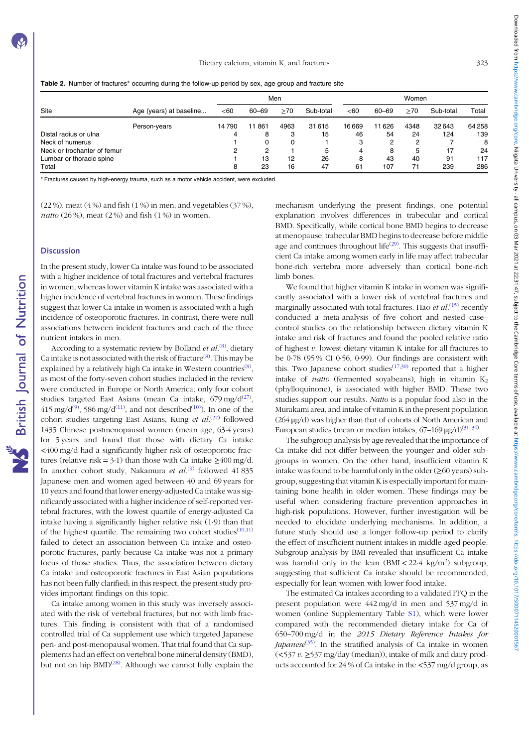**Table 2.** Number of fractures* occurring during the follow-up period by sex, age group and fracture site

| Site | Age (years) at baseline... | Men | | | | Women | | | | Total |
|---|---|---|---|---|---|---|---|---|---|---|
| | | <60 | 60–69 | ≥70 | Sub-total | <60 | 60–69 | ≥70 | Sub-total | Total |
| | Person-years | 14 790 | 11 861 | 4963 | 31 615 | 16 669 | 11 626 | 4348 | 32 643 | 64 258 |
| Distal radius or ulna | | 4 | 8 | 3 | 15 | 46 | 54 | 24 | 124 | 139 |
| Neck of humerus | | 1 | 0 | 0 | 1 | 3 | 2 | 2 | 7 | 8 |
| Neck or trochanter of femur | | 2 | 2 | 1 | 5 | 4 | 8 | 5 | 17 | 24 |
| Lumbar or thoracic spine | | 1 | 13 | 12 | 26 | 8 | 43 | 40 | 91 | 117 |
| Total | | 8 | 23 | 16 | 47 | 61 | 107 | 71 | 239 | 286 |

* Fractures caused by high-energy trauma, such as a motor vehicle accident, were excluded.

(22 %), meat (4 %) and fish (1 %) in men; and vegetables (37 %), *natto* (26 %), meat (2 %) and fish (1 %) in women.

## Discussion

In the present study, lower Ca intake was found to be associated with a higher incidence of total fractures and vertebral fractures in women, whereas lower vitamin K intake was associated with a higher incidence of vertebral fractures in women. These findings suggest that lower Ca intake in women is associated with a high incidence of osteoporotic fractures. In contrast, there were null associations between incident fractures and each of the three nutrient intakes in men.

According to a systematic review by Bolland *et al.*[8], dietary Ca intake is not associated with the risk of fracture[8]. This may be explained by a relatively high Ca intake in Western countries[8], as most of the forty-seven cohort studies included in the review were conducted in Europe or North America; only four cohort studies targeted East Asians (mean Ca intake, 679 mg/d[27], 415 mg/d[9], 586 mg/d[11], and not described[10]). In one of the cohort studies targeting East Asians, Kung *et al.*[27] followed 1435 Chinese postmenopausal women (mean age, 63·4 years) for 5 years and found that those with dietary Ca intake <400 mg/d had a significantly higher risk of osteoporotic fractures (relative risk = 3·1) than those with Ca intake ≥400 mg/d. In another cohort study, Nakamura *et al.*[9] followed 41 835 Japanese men and women aged between 40 and 69 years for 10 years and found that lower energy-adjusted Ca intake was significantly associated with a higher incidence of self-reported vertebral fractures, with the lowest quartile of energy-adjusted Ca intake having a significantly higher relative risk (1·9) than that of the highest quartile. The remaining two cohort studies[10,11] failed to detect an association between Ca intake and osteoporotic fractures, partly because Ca intake was not a primary focus of those studies. Thus, the association between dietary Ca intake and osteoporotic fractures in East Asian populations has not been fully clarified; in this respect, the present study provides important findings on this topic.

Ca intake among women in this study was inversely associated with the risk of vertebral fractures, but not with limb fractures. This finding is consistent with that of a randomised controlled trial of Ca supplement use which targeted Japanese peri- and post-menopausal women. That trial found that Ca supplements had an effect on vertebral bone mineral density (BMD), but not on hip BMD[28]. Although we cannot fully explain the mechanism underlying the present findings, one potential explanation involves differences in trabecular and cortical BMD. Specifically, while cortical bone BMD begins to decrease at menopause, trabecular BMD begins to decrease before middle age and continues throughout life[29]. This suggests that insufficient Ca intake among women early in life may affect trabecular bone-rich vertebra more adversely than cortical bone-rich limb bones.

We found that higher vitamin K intake in women was significantly associated with a lower risk of vertebral fractures and marginally associated with total fractures. Hao *et al.*[15] recently conducted a meta-analysis of five cohort and nested case–control studies on the relationship between dietary vitamin K intake and risk of fractures and found the pooled relative ratio of highest *v.* lowest dietary vitamin K intake for all fractures to be 0·78 (95 % CI 0·56, 0·99). Our findings are consistent with this. Two Japanese cohort studies[17,30] reported that a higher intake of *natto* (fermented soyabeans), high in vitamin $K_2$ (phylloquinone), is associated with higher BMD. These two studies support our results. *Natto* is a popular food also in the Murakami area, and intake of vitamin K in the present population (264 µg/d) was higher than that of cohorts of North American and European studies (mean or median intakes, 67–169 µg/d)[31–34].

The subgroup analysis by age revealed that the importance of Ca intake did not differ between the younger and older subgroups in women. On the other hand, insufficient vitamin K intake was found to be harmful only in the older (≥60 years) subgroup, suggesting that vitamin K is especially important for maintaining bone health in older women. These findings may be useful when considering fracture prevention approaches in high-risk populations. However, further investigation will be needed to elucidate underlying mechanisms. In addition, a future study should use a longer follow-up period to clarify the effect of insufficient nutrient intakes in middle-aged people. Subgroup analysis by BMI revealed that insufficient Ca intake was harmful only in the lean (BMI < 22·4 kg/m$^2$) subgroup, suggesting that sufficient Ca intake should be recommended, especially for lean women with lower food intake.

The estimated Ca intakes according to a validated FFQ in the present population were 442 mg/d in men and 537 mg/d in women (online Supplementary Table S1), which were lower compared with the recommended dietary intake for Ca of 650–700 mg/d in the *2015 Dietary Reference Intakes for Japanese*[35]. In the stratified analysis of Ca intake in women (<537 *v.* ≥537 mg/day (median)), intake of milk and dairy products accounted for 24 % of Ca intake in the <537 mg/d group, as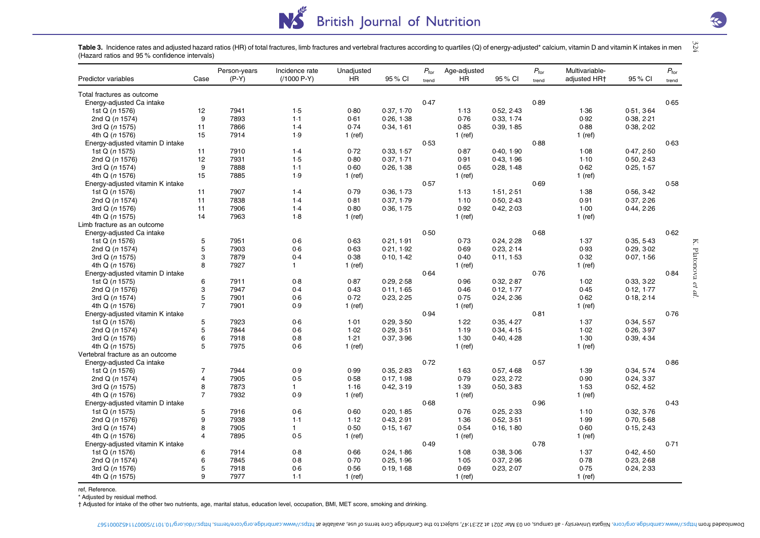**Table 3.** Incidence rates and adjusted hazard ratios (HR) of total fractures, limb fractures and vertebral fractures according to quartiles (Q) of energy-adjusted* calcium, vitamin D and vitamin K intakes in men (Hazard ratios and 95 % confidence intervals)

| Predictor variables | Case | Person-years (P-Y) | Incidence rate (/1000 P-Y) | Unadjusted HR | 95 % CI | $P_{for\ trend}$ | Age-adjusted HR | 95 % CI | $P_{for\ trend}$ | Multivariable-adjusted HR† | 95 % CI | $P_{for\ trend}$ |
|---|---|---|---|---|---|---|---|---|---|---|---|---|
| Total fractures as outcome | | | | | | | | | | | | |
| Energy-adjusted Ca intake | | | | | | 0·47 | | | 0·89 | | | 0·65 |
| 1st Q (*n* 1576) | 12 | 7941 | 1·5 | 0·80 | 0·37, 1·70 | | 1·13 | 0·52, 2·43 | | 1·36 | 0·51, 3·64 | |
| 2nd Q (*n* 1574) | 9 | 7893 | 1·1 | 0·61 | 0·26, 1·38 | | 0·76 | 0·33, 1·74 | | 0·92 | 0·38, 2·21 | |
| 3rd Q (*n* 1575) | 11 | 7866 | 1·4 | 0·74 | 0·34, 1·61 | | 0·85 | 0·39, 1·85 | | 0·88 | 0·38, 2·02 | |
| 4th Q (*n* 1576) | 15 | 7914 | 1·9 | 1 (ref) | | | 1 (ref) | | | 1 (ref) | | |
| Energy-adjusted vitamin D intake | | | | | | 0·53 | | | 0·88 | | | 0·63 |
| 1st Q (*n* 1575) | 11 | 7910 | 1·4 | 0·72 | 0·33, 1·57 | | 0·87 | 0·40, 1·90 | | 1·08 | 0·47, 2·50 | |
| 2nd Q (*n* 1576) | 12 | 7931 | 1·5 | 0·80 | 0·37, 1·71 | | 0·91 | 0·43, 1·96 | | 1·10 | 0·50, 2·43 | |
| 3rd Q (*n* 1574) | 9 | 7888 | 1·1 | 0·60 | 0·26, 1·38 | | 0·65 | 0·28, 1·48 | | 0·62 | 0·25, 1·57 | |
| 4th Q (*n* 1576) | 15 | 7885 | 1·9 | 1 (ref) | | | 1 (ref) | | | 1 (ref) | | |
| Energy-adjusted vitamin K intake | | | | | | 0·57 | | | 0·69 | | | 0·58 |
| 1st Q (*n* 1576) | 11 | 7907 | 1·4 | 0·79 | 0·36, 1·73 | | 1·13 | 1·51, 2·51 | | 1·38 | 0·56, 3·42 | |
| 2nd Q (*n* 1574) | 11 | 7838 | 1·4 | 0·81 | 0·37, 1·79 | | 1·10 | 0·50, 2·43 | | 0·91 | 0·37, 2·26 | |
| 3rd Q (*n* 1576) | 11 | 7906 | 1·4 | 0·80 | 0·36, 1·75 | | 0·92 | 0·42, 2·03 | | 1·00 | 0·44, 2·26 | |
| 4th Q (*n* 1575) | 14 | 7963 | 1·8 | 1 (ref) | | | 1 (ref) | | | 1 (ref) | | |
| Limb fracture as an outcome | | | | | | | | | | | | |
| Energy-adjusted Ca intake | | | | | | 0·50 | | | 0·68 | | | 0·62 |
| 1st Q (*n* 1576) | 5 | 7951 | 0·6 | 0·63 | 0·21, 1·91 | | 0·73 | 0·24, 2·28 | | 1·37 | 0·35, 5·43 | |
| 2nd Q (*n* 1574) | 5 | 7903 | 0·6 | 0·63 | 0·21, 1·92 | | 0·69 | 0·23, 2·14 | | 0·93 | 0·29, 3·02 | |
| 3rd Q (*n* 1575) | 3 | 7879 | 0·4 | 0·38 | 0·10, 1·42 | | 0·40 | 0·11, 1·53 | | 0·32 | 0·07, 1·56 | |
| 4th Q (*n* 1576) | 8 | 7927 | 1 | 1 (ref) | | | 1 (ref) | | | 1 (ref) | | |
| Energy-adjusted vitamin D intake | | | | | | 0·64 | | | 0·76 | | | 0·84 |
| 1st Q (*n* 1575) | 6 | 7911 | 0·8 | 0·87 | 0·29, 2·58 | | 0·96 | 0·32, 2·87 | | 1·02 | 0·33, 3·22 | |
| 2nd Q (*n* 1576) | 3 | 7947 | 0·4 | 0·43 | 0·11, 1·65 | | 0·46 | 0·12, 1·77 | | 0·45 | 0·12, 1·77 | |
| 3rd Q (*n* 1574) | 5 | 7901 | 0·6 | 0·72 | 0·23, 2·25 | | 0·75 | 0·24, 2·36 | | 0·62 | 0·18, 2·14 | |
| 4th Q (*n* 1576) | 7 | 7901 | 0·9 | 1 (ref) | | | 1 (ref) | | | 1 (ref) | | |
| Energy-adjusted vitamin K intake | | | | | | 0·94 | | | 0·81 | | | 0·76 |
| 1st Q (*n* 1576) | 5 | 7923 | 0·6 | 1·01 | 0·29, 3·50 | | 1·22 | 0·35, 4·27 | | 1·37 | 0·34, 5·57 | |
| 2nd Q (*n* 1574) | 5 | 7844 | 0·6 | 1·02 | 0·29, 3·51 | | 1·19 | 0·34, 4·15 | | 1·02 | 0·26, 3·97 | |
| 3rd Q (*n* 1576) | 6 | 7918 | 0·8 | 1·21 | 0·37, 3·96 | | 1·30 | 0·40, 4·28 | | 1·30 | 0·39, 4·34 | |
| 4th Q (*n* 1575) | 5 | 7975 | 0·6 | 1 (ref) | | | 1 (ref) | | | 1 (ref) | | |
| Vertebral fracture as an outcome | | | | | | | | | | | | |
| Energy-adjusted Ca intake | | | | | | 0·72 | | | 0·57 | | | 0·86 |
| 1st Q (*n* 1576) | 7 | 7944 | 0·9 | 0·99 | 0·35, 2·83 | | 1·63 | 0·57, 4·68 | | 1·39 | 0·34, 5·74 | |
| 2nd Q (*n* 1574) | 4 | 7905 | 0·5 | 0·58 | 0·17, 1·98 | | 0·79 | 0·23, 2·72 | | 0·90 | 0·24, 3·37 | |
| 3rd Q (*n* 1575) | 8 | 7873 | 1 | 1·16 | 0·42, 3·19 | | 1·39 | 0·50, 3·83 | | 1·53 | 0·52, 4·52 | |
| 4th Q (*n* 1576) | 7 | 7932 | 0·9 | 1 (ref) | | | 1 (ref) | | | 1 (ref) | | |
| Energy-adjusted vitamin D intake | | | | | | 0·68 | | | 0·96 | | | 0·43 |
| 1st Q (*n* 1575) | 5 | 7916 | 0·6 | 0·60 | 0·20, 1·85 | | 0·76 | 0·25, 2·33 | | 1·10 | 0·32, 3·76 | |
| 2nd Q (*n* 1576) | 9 | 7938 | 1·1 | 1·12 | 0·43, 2·91 | | 1·36 | 0·52, 3·51 | | 1·99 | 0·70, 5·68 | |
| 3rd Q (*n* 1574) | 8 | 7905 | 1 | 0·50 | 0·15, 1·67 | | 0·54 | 0·16, 1·80 | | 0·60 | 0·15, 2·43 | |
| 4th Q (*n* 1576) | 4 | 7895 | 0·5 | 1 (ref) | | | 1 (ref) | | | 1 (ref) | | |
| Energy-adjusted vitamin K intake | | | | | | 0·49 | | | 0·78 | | | 0·71 |
| 1st Q (*n* 1576) | 6 | 7914 | 0·8 | 0·66 | 0·24, 1·86 | | 1·08 | 0·38, 3·06 | | 1·37 | 0·42, 4·50 | |
| 2nd Q (*n* 1574) | 6 | 7845 | 0·8 | 0·70 | 0·25, 1·96 | | 1·05 | 0·37, 2·96 | | 0·78 | 0·23, 2·68 | |
| 3rd Q (*n* 1576) | 5 | 7918 | 0·6 | 0·56 | 0·19, 1·68 | | 0·69 | 0·23, 2·07 | | 0·75 | 0·24, 2·33 | |
| 4th Q (*n* 1575) | 9 | 7977 | 1·1 | 1 (ref) | | | 1 (ref) | | | 1 (ref) | | |

ref, Reference.

\* Adjusted by residual method.

† Adjusted for intake of the other two nutrients, age, marital status, education level, occupation, BMI, MET score, smoking and drinking.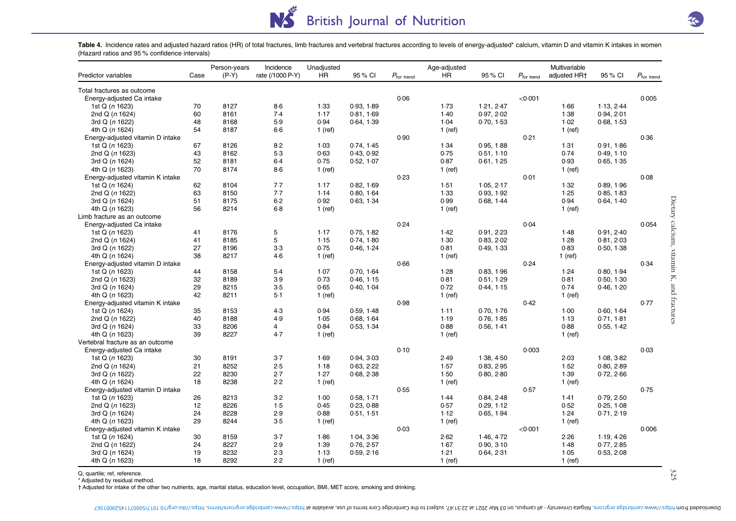**Table 4.** Incidence rates and adjusted hazard ratios (HR) of total fractures, limb fractures and vertebral fractures according to levels of energy-adjusted* calcium, vitamin D and vitamin K intakes in women (Hazard ratios and 95 % confidence intervals)

| Predictor variables | Case | Person-years (P-Y) | Incidence rate (/1000 P-Y) | Unadjusted HR | 95 % CI | $P_{\text{for trend}}$ | Age-adjusted HR | 95 % CI | $P_{\text{for trend}}$ | Multivariable adjusted HR† | 95 % CI | $P_{\text{for trend}}$ |
|---|---|---|---|---|---|---|---|---|---|---|---|---|
| Total fractures as outcome | | | | | | | | | | | | |
| Energy-adjusted Ca intake | | | | | | 0·06 | | | <0·001 | | | 0·005 |
| 1st Q (*n* 1623) | 70 | 8127 | 8·6 | 1·33 | 0·93, 1·89 | | 1·73 | 1·21, 2·47 | | 1·66 | 1·13, 2·44 | |
| 2nd Q (*n* 1624) | 60 | 8161 | 7·4 | 1·17 | 0·81, 1·69 | | 1·40 | 0·97, 2·02 | | 1·38 | 0·94, 2·01 | |
| 3rd Q (*n* 1622) | 48 | 8168 | 5·9 | 0·94 | 0·64, 1·39 | | 1·04 | 0·70, 1·53 | | 1·02 | 0·68, 1·53 | |
| 4th Q (*n* 1624) | 54 | 8187 | 6·6 | 1 (ref) | | | 1 (ref) | | | 1 (ref) | | |
| Energy-adjusted vitamin D intake | | | | | | 0·90 | | | 0·21 | | | 0·36 |
| 1st Q (*n* 1623) | 67 | 8126 | 8·2 | 1·03 | 0·74, 1·45 | | 1·34 | 0·95, 1·88 | | 1·31 | 0·91, 1·86 | |
| 2nd Q (*n* 1623) | 43 | 8162 | 5·3 | 0·63 | 0·43, 0·92 | | 0·75 | 0·51, 1·10 | | 0·74 | 0·49, 1·10 | |
| 3rd Q (*n* 1624) | 52 | 8181 | 6·4 | 0·75 | 0·52, 1·07 | | 0·87 | 0·61, 1·25 | | 0·93 | 0·65, 1·35 | |
| 4th Q (*n* 1623) | 70 | 8174 | 8·6 | 1 (ref) | | | 1 (ref) | | | 1 (ref) | | |
| Energy-adjusted vitamin K intake | | | | | | 0·23 | | | 0·01 | | | 0·08 |
| 1st Q (*n* 1624) | 62 | 8104 | 7·7 | 1·17 | 0·82, 1·69 | | 1·51 | 1·05, 2·17 | | 1·32 | 0·89, 1·96 | |
| 2nd Q (*n* 1622) | 63 | 8150 | 7·7 | 1·14 | 0·80, 1·64 | | 1·33 | 0·93, 1·92 | | 1·25 | 0·85, 1·83 | |
| 3rd Q (*n* 1624) | 51 | 8175 | 6·2 | 0·92 | 0·63, 1·34 | | 0·99 | 0·68, 1·44 | | 0·94 | 0·64, 1·40 | |
| 4th Q (*n* 1623) | 56 | 8214 | 6·8 | 1 (ref) | | | 1 (ref) | | | 1 (ref) | | |
| Limb fracture as an outcome | | | | | | | | | | | | |
| Energy-adjusted Ca intake | | | | | | 0·24 | | | 0·04 | | | 0·054 |
| 1st Q (*n* 1623) | 41 | 8176 | 5 | 1·17 | 0·75, 1·82 | | 1·42 | 0·91, 2·23 | | 1·48 | 0·91, 2·40 | |
| 2nd Q (*n* 1624) | 41 | 8185 | 5 | 1·15 | 0·74, 1·80 | | 1·30 | 0·83, 2·02 | | 1·28 | 0·81, 2·03 | |
| 3rd Q (*n* 1622) | 27 | 8196 | 3·3 | 0·75 | 0·46, 1·24 | | 0·81 | 0·49, 1·33 | | 0·83 | 0·50, 1·38 | |
| 4th Q (*n* 1624) | 38 | 8217 | 4·6 | 1 (ref) | | | 1 (ref) | | | 1 (ref) | | |
| Energy-adjusted vitamin D intake | | | | | | 0·66 | | | 0·24 | | | 0·34 |
| 1st Q (*n* 1623) | 44 | 8158 | 5·4 | 1·07 | 0·70, 1·64 | | 1·28 | 0·83, 1·96 | | 1·24 | 0·80, 1·94 | |
| 2nd Q (*n* 1623) | 32 | 8189 | 3·9 | 0·73 | 0·46, 1·15 | | 0·81 | 0·51, 1·29 | | 0·81 | 0·50, 1·30 | |
| 3rd Q (*n* 1624) | 29 | 8215 | 3·5 | 0·65 | 0·40, 1·04 | | 0·72 | 0·44, 1·15 | | 0·74 | 0·46, 1·20 | |
| 4th Q (*n* 1623) | 42 | 8211 | 5·1 | 1 (ref) | | | 1 (ref) | | | 1 (ref) | | |
| Energy-adjusted vitamin K intake | | | | | | 0·98 | | | 0·42 | | | 0·77 |
| 1st Q (*n* 1624) | 35 | 8153 | 4·3 | 0·94 | 0·59, 1·48 | | 1·11 | 0·70, 1·76 | | 1·00 | 0·60, 1·64 | |
| 2nd Q (*n* 1622) | 40 | 8188 | 4·9 | 1·05 | 0·68, 1·64 | | 1·19 | 0·76, 1·85 | | 1·13 | 0·71, 1·81 | |
| 3rd Q (*n* 1624) | 33 | 8206 | 4 | 0·84 | 0·53, 1·34 | | 0·88 | 0·56, 1·41 | | 0·88 | 0·55, 1·42 | |
| 4th Q (*n* 1623) | 39 | 8227 | 4·7 | 1 (ref) | | | 1 (ref) | | | 1 (ref) | | |
| Vertebral fracture as an outcome | | | | | | | | | | | | |
| Energy-adjusted Ca intake | | | | | | 0·10 | | | 0·003 | | | 0·03 |
| 1st Q (*n* 1623) | 30 | 8191 | 3·7 | 1·69 | 0·94, 3·03 | | 2·49 | 1·38, 4·50 | | 2·03 | 1·08, 3·82 | |
| 2nd Q (*n* 1624) | 21 | 8252 | 2·5 | 1·18 | 0·63, 2·22 | | 1·57 | 0·83, 2·95 | | 1·52 | 0·80, 2·89 | |
| 3rd Q (*n* 1622) | 22 | 8230 | 2·7 | 1·27 | 0·68, 2·38 | | 1·50 | 0·80, 2·80 | | 1·39 | 0·72, 2·66 | |
| 4th Q (*n* 1624) | 18 | 8238 | 2·2 | 1 (ref) | | | 1 (ref) | | | 1 (ref) | | |
| Energy-adjusted vitamin D intake | | | | | | 0·55 | | | 0·57 | | | 0·75 |
| 1st Q (*n* 1623) | 26 | 8213 | 3·2 | 1·00 | 0·58, 1·71 | | 1·44 | 0·84, 2·48 | | 1·41 | 0·79, 2·50 | |
| 2nd Q (*n* 1623) | 12 | 8226 | 1·5 | 0·45 | 0·23, 0·88 | | 0·57 | 0·29, 1·12 | | 0·52 | 0·25, 1·08 | |
| 3rd Q (*n* 1624) | 24 | 8228 | 2·9 | 0·88 | 0·51, 1·51 | | 1·12 | 0·65, 1·94 | | 1·24 | 0·71, 2·19 | |
| 4th Q (*n* 1623) | 29 | 8244 | 3·5 | 1 (ref) | | | 1 (ref) | | | 1 (ref) | | |
| Energy-adjusted vitamin K intake | | | | | | 0·03 | | | <0·001 | | | 0·006 |
| 1st Q (*n* 1624) | 30 | 8159 | 3·7 | 1·86 | 1·04, 3·36 | | 2·62 | 1·46, 4·72 | | 2·26 | 1·19, 4·26 | |
| 2nd Q (*n* 1622) | 24 | 8227 | 2·9 | 1·39 | 0·76, 2·57 | | 1·67 | 0·90, 3·10 | | 1·48 | 0·77, 2·85 | |
| 3rd Q (*n* 1624) | 19 | 8232 | 2·3 | 1·13 | 0·59, 2·16 | | 1·21 | 0·64, 2·31 | | 1·05 | 0·53, 2·08 | |
| 4th Q (*n* 1623) | 18 | 8292 | 2·2 | 1 (ref) | | | 1 (ref) | | | 1 (ref) | | |

Q, quartile; ref, reference.
* Adjusted by residual method.
† Adjusted for intake of the other two nutrients, age, marital status, education level, occupation, BMI, MET score, smoking and drinking.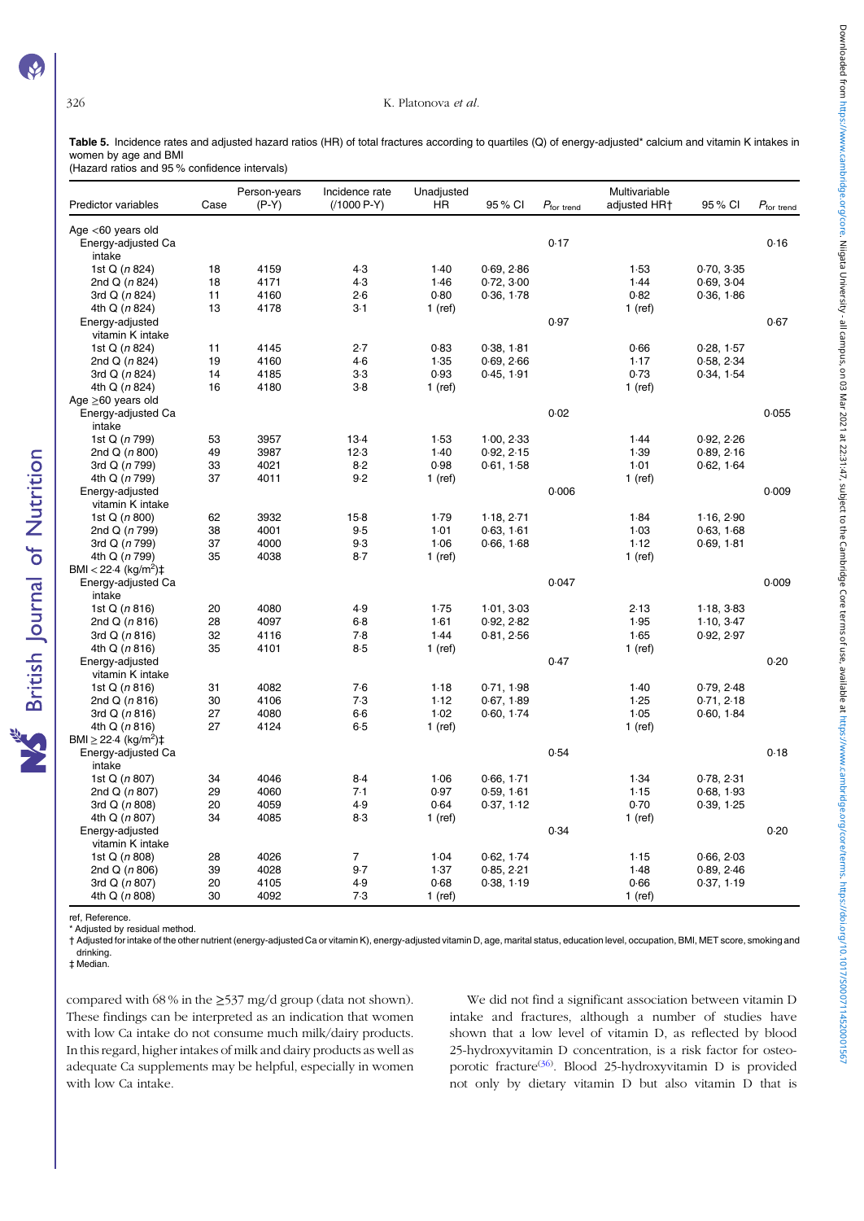**Table 5.** Incidence rates and adjusted hazard ratios (HR) of total fractures according to quartiles (Q) of energy-adjusted* calcium and vitamin K intakes in women by age and BMI

(Hazard ratios and 95 % confidence intervals)

| Predictor variables | Case | Person-years (P-Y) | Incidence rate (/1000 P-Y) | Unadjusted HR | 95 % CI | $P_{for\ trend}$ | Multivariable adjusted HR† | 95 % CI | $P_{for\ trend}$ |
|---|---|---|---|---|---|---|---|---|---|
| Age <60 years old | | | | | | | | | |
| Energy-adjusted Ca intake | | | | | | 0·17 | | | 0·16 |
| 1st Q (*n* 824) | 18 | 4159 | 4·3 | 1·40 | 0·69, 2·86 | | 1·53 | 0·70, 3·35 | |
| 2nd Q (*n* 824) | 18 | 4171 | 4·3 | 1·46 | 0·72, 3·00 | | 1·44 | 0·69, 3·04 | |
| 3rd Q (*n* 824) | 11 | 4160 | 2·6 | 0·80 | 0·36, 1·78 | | 0·82 | 0·36, 1·86 | |
| 4th Q (*n* 824) | 13 | 4178 | 3·1 | 1 (ref) | | | 1 (ref) | | |
| Energy-adjusted vitamin K intake | | | | | | 0·97 | | | 0·67 |
| 1st Q (*n* 824) | 11 | 4145 | 2·7 | 0·83 | 0·38, 1·81 | | 0·66 | 0·28, 1·57 | |
| 2nd Q (*n* 824) | 19 | 4160 | 4·6 | 1·35 | 0·69, 2·66 | | 1·17 | 0·58, 2·34 | |
| 3rd Q (*n* 824) | 14 | 4185 | 3·3 | 0·93 | 0·45, 1·91 | | 0·73 | 0·34, 1·54 | |
| 4th Q (*n* 824) | 16 | 4180 | 3·8 | 1 (ref) | | | 1 (ref) | | |
| Age ≥60 years old | | | | | | | | | |
| Energy-adjusted Ca intake | | | | | | 0·02 | | | 0·055 |
| 1st Q (*n* 799) | 53 | 3957 | 13·4 | 1·53 | 1·00, 2·33 | | 1·44 | 0·92, 2·26 | |
| 2nd Q (*n* 800) | 49 | 3987 | 12·3 | 1·40 | 0·92, 2·15 | | 1·39 | 0·89, 2·16 | |
| 3rd Q (*n* 799) | 33 | 4021 | 8·2 | 0·98 | 0·61, 1·58 | | 1·01 | 0·62, 1·64 | |
| 4th Q (*n* 799) | 37 | 4011 | 9·2 | 1 (ref) | | | 1 (ref) | | |
| Energy-adjusted vitamin K intake | | | | | | 0·006 | | | 0·009 |
| 1st Q (*n* 800) | 62 | 3932 | 15·8 | 1·79 | 1·18, 2·71 | | 1·84 | 1·16, 2·90 | |
| 2nd Q (*n* 799) | 38 | 4001 | 9·5 | 1·01 | 0·63, 1·61 | | 1·03 | 0·63, 1·68 | |
| 3rd Q (*n* 799) | 37 | 4000 | 9·3 | 1·06 | 0·66, 1·68 | | 1·12 | 0·69, 1·81 | |
| 4th Q (*n* 799) | 35 | 4038 | 8·7 | 1 (ref) | | | 1 (ref) | | |
| BMI < 22·4 (kg/m$^2$)‡ | | | | | | | | | |
| Energy-adjusted Ca intake | | | | | | 0·047 | | | 0·009 |
| 1st Q (*n* 816) | 20 | 4080 | 4·9 | 1·75 | 1·01, 3·03 | | 2·13 | 1·18, 3·83 | |
| 2nd Q (*n* 816) | 28 | 4097 | 6·8 | 1·61 | 0·92, 2·82 | | 1·95 | 1·10, 3·47 | |
| 3rd Q (*n* 816) | 32 | 4116 | 7·8 | 1·44 | 0·81, 2·56 | | 1·65 | 0·92, 2·97 | |
| 4th Q (*n* 816) | 35 | 4101 | 8·5 | 1 (ref) | | | 1 (ref) | | |
| Energy-adjusted vitamin K intake | | | | | | 0·47 | | | 0·20 |
| 1st Q (*n* 816) | 31 | 4082 | 7·6 | 1·18 | 0·71, 1·98 | | 1·40 | 0·79, 2·48 | |
| 2nd Q (*n* 816) | 30 | 4106 | 7·3 | 1·12 | 0·67, 1·89 | | 1·25 | 0·71, 2·18 | |
| 3rd Q (*n* 816) | 27 | 4080 | 6·6 | 1·02 | 0·60, 1·74 | | 1·05 | 0·60, 1·84 | |
| 4th Q (*n* 816) | 27 | 4124 | 6·5 | 1 (ref) | | | 1 (ref) | | |
| BMI ≥ 22·4 (kg/m$^2$)‡ | | | | | | | | | |
| Energy-adjusted Ca intake | | | | | | 0·54 | | | 0·18 |
| 1st Q (*n* 807) | 34 | 4046 | 8·4 | 1·06 | 0·66, 1·71 | | 1·34 | 0·78, 2·31 | |
| 2nd Q (*n* 807) | 29 | 4060 | 7·1 | 0·97 | 0·59, 1·61 | | 1·15 | 0·68, 1·93 | |
| 3rd Q (*n* 808) | 20 | 4059 | 4·9 | 0·64 | 0·37, 1·12 | | 0·70 | 0·39, 1·25 | |
| 4th Q (*n* 807) | 34 | 4085 | 8·3 | 1 (ref) | | | 1 (ref) | | |
| Energy-adjusted vitamin K intake | | | | | | 0·34 | | | 0·20 |
| 1st Q (*n* 808) | 28 | 4026 | 7 | 1·04 | 0·62, 1·74 | | 1·15 | 0·66, 2·03 | |
| 2nd Q (*n* 806) | 39 | 4028 | 9·7 | 1·37 | 0·85, 2·21 | | 1·48 | 0·89, 2·46 | |
| 3rd Q (*n* 807) | 20 | 4105 | 4·9 | 0·68 | 0·38, 1·19 | | 0·66 | 0·37, 1·19 | |
| 4th Q (*n* 808) | 30 | 4092 | 7·3 | 1 (ref) | | | 1 (ref) | | |

ref, Reference.

* Adjusted by residual method.

† Adjusted for intake of the other nutrient (energy-adjusted Ca or vitamin K), energy-adjusted vitamin D, age, marital status, education level, occupation, BMI, MET score, smoking and drinking.

‡ Median.

compared with 68 % in the ≥537 mg/d group (data not shown). These findings can be interpreted as an indication that women with low Ca intake do not consume much milk/dairy products. In this regard, higher intakes of milk and dairy products as well as adequate Ca supplements may be helpful, especially in women with low Ca intake.

We did not find a significant association between vitamin D intake and fractures, although a number of studies have shown that a low level of vitamin D, as reflected by blood 25-hydroxyvitamin D concentration, is a risk factor for osteoporotic fracture[36]. Blood 25-hydroxyvitamin D is provided not only by dietary vitamin D but also vitamin D that is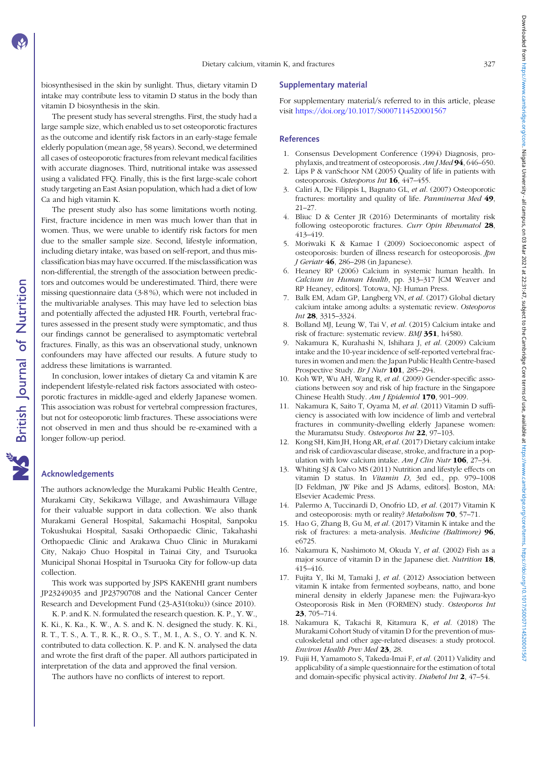biosynthesised in the skin by sunlight. Thus, dietary vitamin D intake may contribute less to vitamin D status in the body than vitamin D biosynthesis in the skin.

The present study has several strengths. First, the study had a large sample size, which enabled us to set osteoporotic fractures as the outcome and identify risk factors in an early-stage female elderly population (mean age, 58 years). Second, we determined all cases of osteoporotic fractures from relevant medical facilities with accurate diagnoses. Third, nutritional intake was assessed using a validated FFQ. Finally, this is the first large-scale cohort study targeting an East Asian population, which had a diet of low Ca and high vitamin K.

The present study also has some limitations worth noting. First, fracture incidence in men was much lower than that in women. Thus, we were unable to identify risk factors for men due to the smaller sample size. Second, lifestyle information, including dietary intake, was based on self-report, and thus misclassification bias may have occurred. If the misclassification was non-differential, the strength of the association between predictors and outcomes would be underestimated. Third, there were missing questionnaire data (3·8 %), which were not included in the multivariable analyses. This may have led to selection bias and potentially affected the adjusted HR. Fourth, vertebral fractures assessed in the present study were symptomatic, and thus our findings cannot be generalised to asymptomatic vertebral fractures. Finally, as this was an observational study, unknown confounders may have affected our results. A future study to address these limitations is warranted.

In conclusion, lower intakes of dietary Ca and vitamin K are independent lifestyle-related risk factors associated with osteoporotic fractures in middle-aged and elderly Japanese women. This association was robust for vertebral compression fractures, but not for osteoporotic limb fractures. These associations were not observed in men and thus should be re-examined with a longer follow-up period.

## Acknowledgements

The authors acknowledge the Murakami Public Health Centre, Murakami City, Sekikawa Village, and Awashimaura Village for their valuable support in data collection. We also thank Murakami General Hospital, Sakamachi Hospital, Sanpoku Tokushukai Hospital, Sasaki Orthopaedic Clinic, Takahashi Orthopaedic Clinic and Arakawa Chuo Clinic in Murakami City, Nakajo Chuo Hospital in Tainai City, and Tsuruoka Municipal Shonai Hospital in Tsuruoka City for follow-up data collection.

This work was supported by JSPS KAKENHI grant numbers JP23249035 and JP23790708 and the National Cancer Center Research and Development Fund (23-A31(toku)) (since 2010).

K. P. and K. N. formulated the research question. K. P., Y. W., K. Ki., K. Ka., K. W., A. S. and K. N. designed the study. K. Ki., R. T., T. S., A. T., R. K., R. O., S. T., M. I., A. S., O. Y. and K. N. contributed to data collection. K. P. and K. N. analysed the data and wrote the first draft of the paper. All authors participated in interpretation of the data and approved the final version.

The authors have no conflicts of interest to report.

## Supplementary material

For supplementary material/s referred to in this article, please visit https://doi.org/10.1017/S0007114520001567

## References

1. Consensus Development Conference (1994) Diagnosis, prophylaxis, and treatment of osteoporosis. *Am J Med* **94**, 646–650.
2. Lips P & vanSchoor NM (2005) Quality of life in patients with osteoporosis. *Osteoporos Int* **16**, 447–455.
3. Caliri A, De Filippis L, Bagnato GL, *et al.* (2007) Osteoporotic fractures: mortality and quality of life. *Panminerva Med* **49**, 21–27.
4. Bliuc D & Center JR (2016) Determinants of mortality risk following osteoporotic fractures. *Curr Opin Rheumatol* **28**, 413–419.
5. Moriwaki K & Kamae I (2009) Socioeconomic aspect of osteoporosis: burden of illness research for osteoporosis. *Jpn J Geriatr* **46**, 286–298 (in Japanese).
6. Heaney RP (2006) Calcium in systemic human health. In *Calcium in Human Health*, pp. 313–317 [CM Weaver and RP Heaney, editors]. Totowa, NJ: Human Press.
7. Balk EM, Adam GP, Langberg VN, *et al.* (2017) Global dietary calcium intake among adults: a systematic review. *Osteoporos Int* **28**, 3315–3324.
8. Bolland MJ, Leung W, Tai V, *et al.* (2015) Calcium intake and risk of fracture: systematic review. *BMJ* **351**, h4580.
9. Nakamura K, Kurahashi N, Ishihara J, *et al.* (2009) Calcium intake and the 10-year incidence of self-reported vertebral fractures in women and men: the Japan Public Health Centre-based Prospective Study. *Br J Nutr* **101**, 285–294.
10. Koh WP, Wu AH, Wang R, *et al.* (2009) Gender-specific associations between soy and risk of hip fracture in the Singapore Chinese Health Study. *Am J Epidemiol* **170**, 901–909.
11. Nakamura K, Saito T, Oyama M, *et al.* (2011) Vitamin D sufficiency is associated with low incidence of limb and vertebral fractures in community-dwelling elderly Japanese women: the Muramatsu Study. *Osteoporos Int* **22**, 97–103.
12. Kong SH, Kim JH, Hong AR, *et al.* (2017) Dietary calcium intake and risk of cardiovascular disease, stroke, and fracture in a population with low calcium intake. *Am J Clin Nutr* **106**, 27–34.
13. Whiting SJ & Calvo MS (2011) Nutrition and lifestyle effects on vitamin D status. In *Vitamin D*, 3rd ed., pp. 979–1008 [D Feldman, JW Pike and JS Adams, editors]. Boston, MA: Elsevier Academic Press.
14. Palermo A, Tuccinardi D, Onofrio LD, *et al.* (2017) Vitamin K and osteoporosis: myth or reality? *Metabolism* **70**, 57–71.
15. Hao G, Zhang B, Gu M, *et al.* (2017) Vitamin K intake and the risk of fractures: a meta-analysis. *Medicine (Baltimore)* **96**, e6725.
16. Nakamura K, Nashimoto M, Okuda Y, *et al.* (2002) Fish as a major source of vitamin D in the Japanese diet. *Nutrition* **18**, 415–416.
17. Fujita Y, Iki M, Tamaki J, *et al.* (2012) Association between vitamin K intake from fermented soybeans, natto, and bone mineral density in elderly Japanese men: the Fujiwara-kyo Osteoporosis Risk in Men (FORMEN) study. *Osteoporos Int* **23**, 705–714.
18. Nakamura K, Takachi R, Kitamura K, *et al.* (2018) The Murakami Cohort Study of vitamin D for the prevention of musculoskeletal and other age-related diseases: a study protocol. *Environ Health Prev Med* **23**, 28.
19. Fujii H, Yamamoto S, Takeda-Imai F, *et al.* (2011) Validity and applicability of a simple questionnaire for the estimation of total and domain-specific physical activity. *Diabetol Int* **2**, 47–54.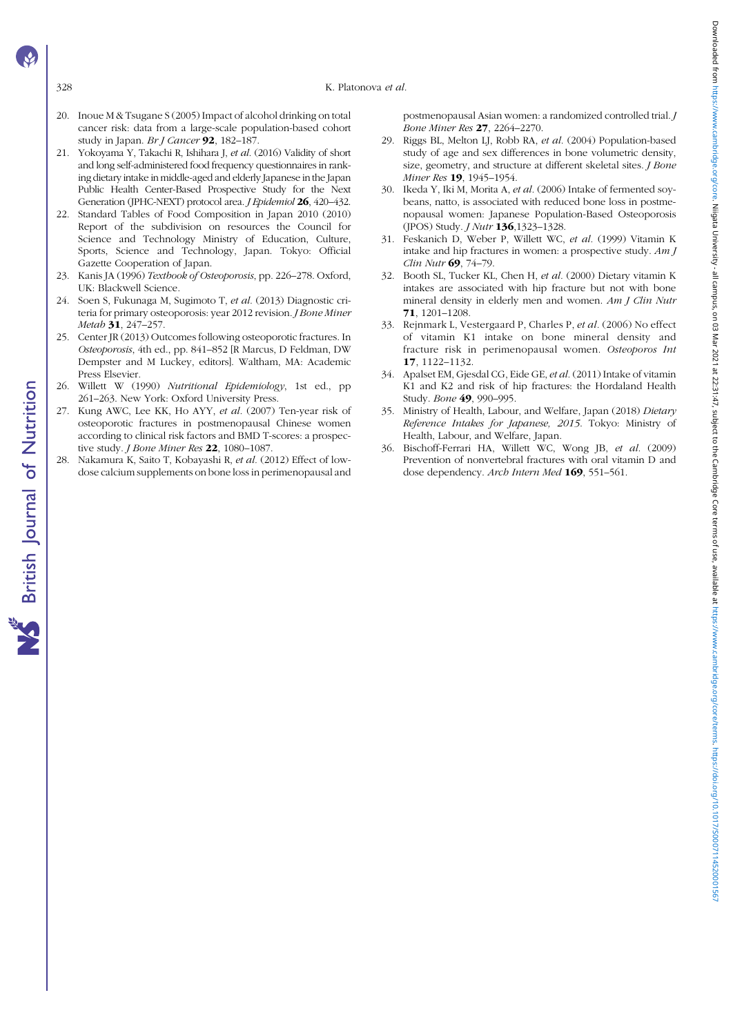20. Inoue M & Tsugane S (2005) Impact of alcohol drinking on total cancer risk: data from a large-scale population-based cohort study in Japan. *Br J Cancer* **92**, 182–187.
21. Yokoyama Y, Takachi R, Ishihara J, *et al.* (2016) Validity of short and long self-administered food frequency questionnaires in ranking dietary intake in middle-aged and elderly Japanese in the Japan Public Health Center-Based Prospective Study for the Next Generation (JPHC-NEXT) protocol area. *J Epidemiol* **26**, 420–432.
22. Standard Tables of Food Composition in Japan 2010 (2010) Report of the subdivision on resources the Council for Science and Technology Ministry of Education, Culture, Sports, Science and Technology, Japan. Tokyo: Official Gazette Cooperation of Japan.
23. Kanis JA (1996) *Textbook of Osteoporosis*, pp. 226–278. Oxford, UK: Blackwell Science.
24. Soen S, Fukunaga M, Sugimoto T, *et al.* (2013) Diagnostic criteria for primary osteoporosis: year 2012 revision. *J Bone Miner Metab* **31**, 247–257.
25. Center JR (2013) Outcomes following osteoporotic fractures. In *Osteoporosis*, 4th ed., pp. 841–852 [R Marcus, D Feldman, DW Dempster and M Luckey, editors]. Waltham, MA: Academic Press Elsevier.
26. Willett W (1990) *Nutritional Epidemiology*, 1st ed., pp 261–263. New York: Oxford University Press.
27. Kung AWC, Lee KK, Ho AYY, *et al.* (2007) Ten-year risk of osteoporotic fractures in postmenopausal Chinese women according to clinical risk factors and BMD T-scores: a prospective study. *J Bone Miner Res* **22**, 1080–1087.
28. Nakamura K, Saito T, Kobayashi R, *et al.* (2012) Effect of low-dose calcium supplements on bone loss in perimenopausal and postmenopausal Asian women: a randomized controlled trial. *J Bone Miner Res* **27**, 2264–2270.
29. Riggs BL, Melton LJ, Robb RA, *et al.* (2004) Population-based study of age and sex differences in bone volumetric density, size, geometry, and structure at different skeletal sites. *J Bone Miner Res* **19**, 1945–1954.
30. Ikeda Y, Iki M, Morita A, *et al.* (2006) Intake of fermented soybeans, natto, is associated with reduced bone loss in postmenopausal women: Japanese Population-Based Osteoporosis (JPOS) Study. *J Nutr* **136**,1323–1328.
31. Feskanich D, Weber P, Willett WC, *et al.* (1999) Vitamin K intake and hip fractures in women: a prospective study. *Am J Clin Nutr* **69**, 74–79.
32. Booth SL, Tucker KL, Chen H, *et al.* (2000) Dietary vitamin K intakes are associated with hip fracture but not with bone mineral density in elderly men and women. *Am J Clin Nutr* **71**, 1201–1208.
33. Rejnmark L, Vestergaard P, Charles P, *et al.* (2006) No effect of vitamin K1 intake on bone mineral density and fracture risk in perimenopausal women. *Osteoporos Int* **17**, 1122–1132.
34. Apalset EM, Gjesdal CG, Eide GE, *et al.* (2011) Intake of vitamin K1 and K2 and risk of hip fractures: the Hordaland Health Study. *Bone* **49**, 990–995.
35. Ministry of Health, Labour, and Welfare, Japan (2018) *Dietary Reference Intakes for Japanese, 2015*. Tokyo: Ministry of Health, Labour, and Welfare, Japan.
36. Bischoff-Ferrari HA, Willett WC, Wong JB, *et al.* (2009) Prevention of nonvertebral fractures with oral vitamin D and dose dependency. *Arch Intern Med* **169**, 551–561.